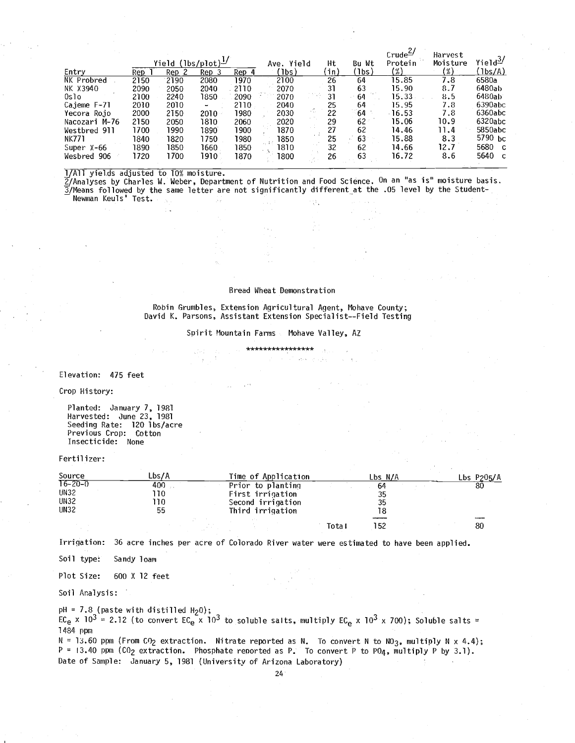| Entry | Yield (lbs/plot)[1] | | | | Ave. Yield (lbs) | Ht (in) | Bu Wt (lbs) | Crude[2] Protein (%) | Harvest Moisture (%) | Yield[3] (lbs/A) |
|---|---|---|---|---|---|---|---|---|---|---|
| | Rep 1 | Rep 2 | Rep 3 | Rep 4 | | | | | | |
| NK Probred | 2150 | 2190 | 2080 | 1970 | 2100 | 26 | 64 | 15.85 | 7.8 | 6580a |
| NK X3940 | 2090 | 2050 | 2040 | 2110 | 2070 | 31 | 63 | 15.90 | 8.7 | 6480ab |
| Oslo | 2100 | 2240 | 1850 | 2090 | 2070 | 31 | 64 | 15.33 | 8.5 | 6480ab |
| Cajeme F-71 | 2010 | 2010 | - | 2110 | 2040 | 25 | 64 | 15.95 | 7.8 | 6390abc |
| Yecora Rojo | 2000 | 2150 | 2010 | 1980 | 2030 | 22 | 64 | 16.53 | 7.8 | 6360abc |
| Nacozari M-76 | 2150 | 2050 | 1810 | 2060 | 2020 | 29 | 62 | 15.06 | 10.9 | 6320abc |
| Westbred 911 | 1700 | 1990 | 1890 | 1900 | 1870 | 27 | 62 | 14.46 | 11.4 | 5850abc |
| NK771 | 1840 | 1820 | 1750 | 1980 | 1850 | 25 | 63 | 15.88 | 8.3 | 5790 bc |
| Super X-66 | 1890 | 1850 | 1660 | 1850 | 1810 | 32 | 62 | 14.66 | 12.7 | 5680 c |
| Wesbred 906 | 1720 | 1700 | 1910 | 1870 | 1800 | 26 | 63 | 16.72 | 8.6 | 5640 c |

1/All yields adjusted to 10% moisture.
2/Analyses by Charles W. Weber, Department of Nutrition and Food Science. On an "as is" moisture basis.
3/Means followed by the same letter are not significantly different at the .05 level by the Student-Newman Keuls' Test.

## Bread Wheat Demonstration

Robin Grumbles, Extension Agricultural Agent, Mohave County;
David K. Parsons, Assistant Extension Specialist--Field Testing

Spirit Mountain Farms Mohave Valley, AZ

****************

Elevation: 475 feet

Crop History:

Planted: January 7, 1981
Harvested: June 23, 1981
Seeding Rate: 120 lbs/acre
Previous Crop: Cotton
Insecticide: None

Fertilizer:

| Source | Lbs/A | Time of Application | Lbs N/A | Lbs $P_2O_5$/A |
|---|---|---|---|---|
| 16-20-0 | 400 | Prior to planting | 64 | 80 |
| UN32 | 110 | First irrigation | 35 | |
| UN32 | 110 | Second irrigation | 35 | |
| UN32 | 55 | Third irrigation | 18 | |
| | | Total | 152 | 80 |

Irrigation: 36 acre inches per acre of Colorado River water were estimated to have been applied.

Soil type: Sandy loam

Plot Size: 600 X 12 feet

Soil Analysis:

pH = 7.8 (paste with distilled $H_2O$);
$EC_e \times 10^3$ = 2.12 (to convert $EC_e \times 10^3$ to soluble salts, multiply $EC_e \times 10^3 \times 700$); Soluble salts = 1484 ppm
N = 13.60 ppm (From $CO_2$ extraction. Nitrate reported as N. To convert N to $NO_3$, multiply N x 4.4);
P = 13.40 ppm ($CO_2$ extraction. Phosphate reported as P. To convert P to $PO_4$, multiply P by 3.1).
Date of Sample: January 5, 1981 (University of Arizona Laboratory)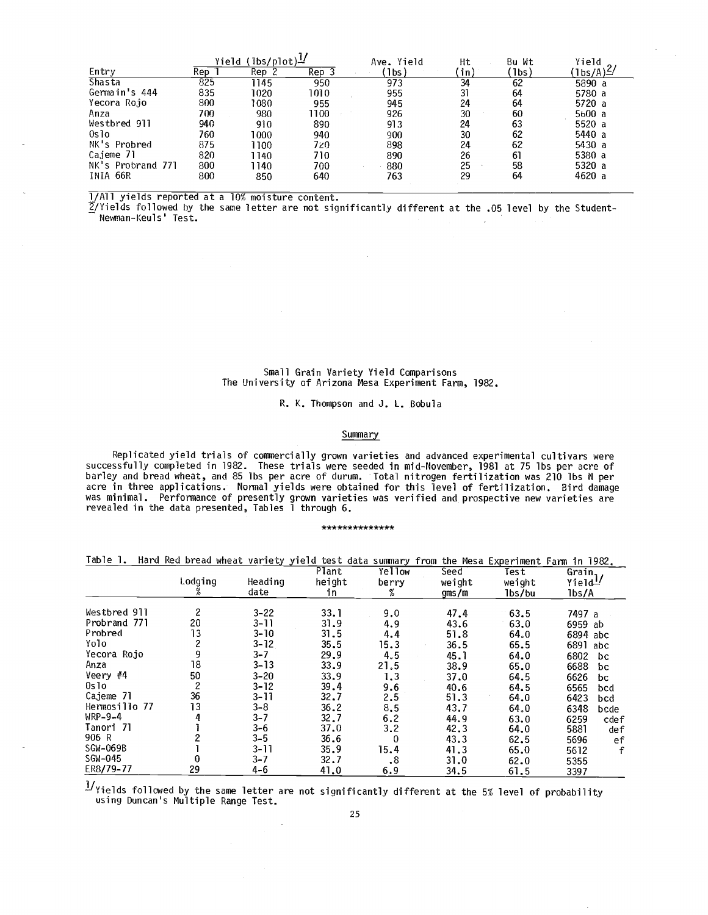| | Yield (lbs/plot)[1] | | | Ave. Yield | Ht | Bu Wt | Yield |
|---|---|---|---|---|---|---|---|
| Entry | Rep 1 | Rep 2 | Rep 3 | (lbs) | (in) | (lbs) | (lbs/A)[2] |
| Shasta | 825 | 1145 | 950 | 973 | 34 | 62 | 5890 a |
| Germain's 444 | 835 | 1020 | 1010 | 955 | 31 | 64 | 5780 a |
| Yecora Rojo | 800 | 1080 | 955 | 945 | 24 | 64 | 5720 a |
| Anza | 700 | 980 | 1100 | 926 | 30 | 60 | 5600 a |
| Westbred 911 | 940 | 910 | 890 | 913 | 24 | 63 | 5520 a |
| Oslo | 760 | 1000 | 940 | 900 | 30 | 62 | 5440 a |
| NK's Probred | 875 | 1100 | 720 | 898 | 24 | 62 | 5430 a |
| Cajeme 71 | 820 | 1140 | 710 | 890 | 26 | 61 | 5380 a |
| NK's Probrand 771 | 800 | 1140 | 700 | 880 | 25 | 58 | 5320 a |
| INIA 66R | 800 | 850 | 640 | 763 | 29 | 64 | 4620 a |

1/All yields reported at a 10% moisture content.
2/Yields followed by the same letter are not significantly different at the .05 level by the Student-Newman-Keuls' Test.

## Small Grain Variety Yield Comparisons
## The University of Arizona Mesa Experiment Farm, 1982.

R. K. Thompson and J. L. Bobula

### Summary

Replicated yield trials of commercially grown varieties and advanced experimental cultivars were successfully completed in 1982. These trials were seeded in mid-November, 1981 at 75 lbs per acre of barley and bread wheat, and 85 lbs per acre of durum. Total nitrogen fertilization was 210 lbs N per acre in three applications. Normal yields were obtained for this level of fertilization. Bird damage was minimal. Performance of presently grown varieties was verified and prospective new varieties are revealed in the data presented, Tables 1 through 6.

**************

Table 1. Hard Red bread wheat variety yield test data summary from the Mesa Experiment Farm in 1982.

| | Lodging % | Heading date | Plant height in | Yellow berry % | Seed weight gms/m | Test weight lbs/bu | Grain Yield[1] lbs/A |
|---|---|---|---|---|---|---|---|
| Westbred 911 | 2 | 3-22 | 33.1 | 9.0 | 47.4 | 63.5 | 7497 a |
| Probrand 771 | 20 | 3-11 | 31.9 | 4.9 | 43.6 | 63.0 | 6959 ab |
| Probred | 13 | 3-10 | 31.5 | 4.4 | 51.8 | 64.0 | 6894 abc |
| Yolo | 2 | 3-12 | 35.5 | 15.3 | 36.5 | 65.5 | 6891 abc |
| Yecora Rojo | 9 | 3-7 | 29.9 | 4.5 | 45.1 | 64.0 | 6802 bc |
| Anza | 18 | 3-13 | 33.9 | 21.5 | 38.9 | 65.0 | 6688 bc |
| Veery #4 | 50 | 3-20 | 33.9 | 1.3 | 37.0 | 64.5 | 6626 bc |
| Oslo | 2 | 3-12 | 39.4 | 9.6 | 40.6 | 64.5 | 6565 bcd |
| Cajeme 71 | 36 | 3-11 | 32.7 | 2.5 | 51.3 | 64.0 | 6423 bcd |
| Hermosillo 77 | 13 | 3-8 | 36.2 | 8.5 | 43.7 | 64.0 | 6348 bcde |
| WRP-9-4 | 4 | 3-7 | 32.7 | 6.2 | 44.9 | 63.0 | 6259 cdef |
| Tanori 71 | 1 | 3-6 | 37.0 | 3.2 | 42.3 | 64.0 | 5881 def |
| 906 R | 2 | 3-5 | 36.6 | 0 | 43.3 | 62.5 | 5696 ef |
| SGW-069B | 1 | 3-11 | 35.9 | 15.4 | 41.3 | 65.0 | 5612 f |
| SGW-045 | 0 | 3-7 | 32.7 | .8 | 31.0 | 62.0 | 5355 |
| ER8/79-77 | 29 | 4-6 | 41.0 | 6.9 | 34.5 | 61.5 | 3397 |

1/Yields followed by the same letter are not significantly different at the 5% level of probability using Duncan's Multiple Range Test.